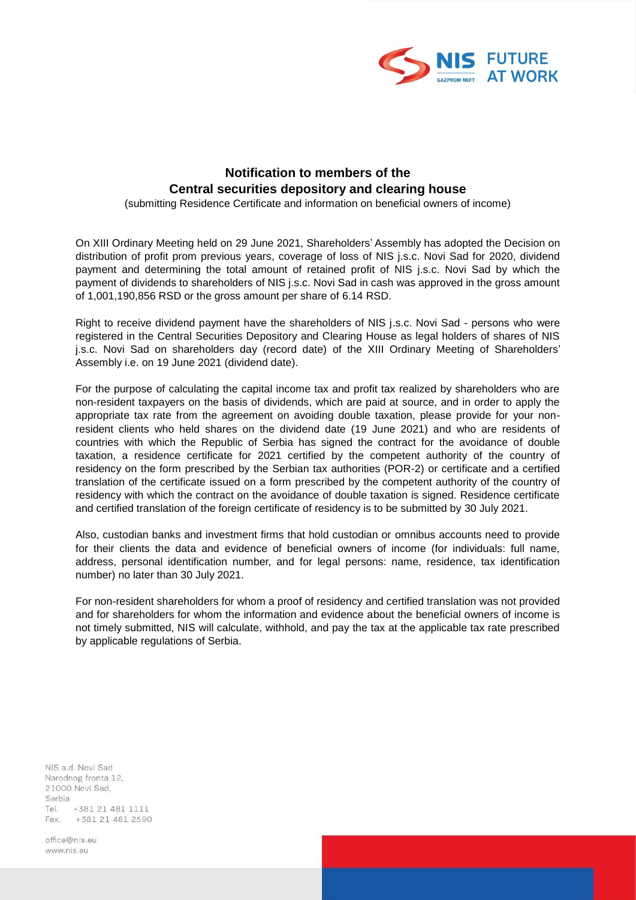## Notification to members of the Central securities depository and clearing house

(submitting Residence Certificate and information on beneficial owners of income)

On XIII Ordinary Meeting held on 29 June 2021, Shareholders' Assembly has adopted the Decision on distribution of profit prom previous years, coverage of loss of NIS j.s.c. Novi Sad for 2020, dividend payment and determining the total amount of retained profit of NIS j.s.c. Novi Sad by which the payment of dividends to shareholders of NIS j.s.c. Novi Sad in cash was approved in the gross amount of 1,001,190,856 RSD or the gross amount per share of 6.14 RSD.

Right to receive dividend payment have the shareholders of NIS j.s.c. Novi Sad - persons who were registered in the Central Securities Depository and Clearing House as legal holders of shares of NIS j.s.c. Novi Sad on shareholders day (record date) of the XIII Ordinary Meeting of Shareholders' Assembly i.e. on 19 June 2021 (dividend date).

For the purpose of calculating the capital income tax and profit tax realized by shareholders who are non-resident taxpayers on the basis of dividends, which are paid at source, and in order to apply the appropriate tax rate from the agreement on avoiding double taxation, please provide for your non-resident clients who held shares on the dividend date (19 June 2021) and who are residents of countries with which the Republic of Serbia has signed the contract for the avoidance of double taxation, a residence certificate for 2021 certified by the competent authority of the country of residency on the form prescribed by the Serbian tax authorities (POR-2) or certificate and a certified translation of the certificate issued on a form prescribed by the competent authority of the country of residency with which the contract on the avoidance of double taxation is signed. Residence certificate and certified translation of the foreign certificate of residency is to be submitted by 30 July 2021.

Also, custodian banks and investment firms that hold custodian or omnibus accounts need to provide for their clients the data and evidence of beneficial owners of income (for individuals: full name, address, personal identification number, and for legal persons: name, residence, tax identification number) no later than 30 July 2021.

For non-resident shareholders for whom a proof of residency and certified translation was not provided and for shareholders for whom the information and evidence about the beneficial owners of income is not timely submitted, NIS will calculate, withhold, and pay the tax at the applicable tax rate prescribed by applicable regulations of Serbia.

NIS a.d. Novi Sad
Narodnog fronta 12,
21000 Novi Sad,
Serbia
Tel. +381 21 481 1111
Fax. +381 21 481 2590

office@nis.eu
www.nis.eu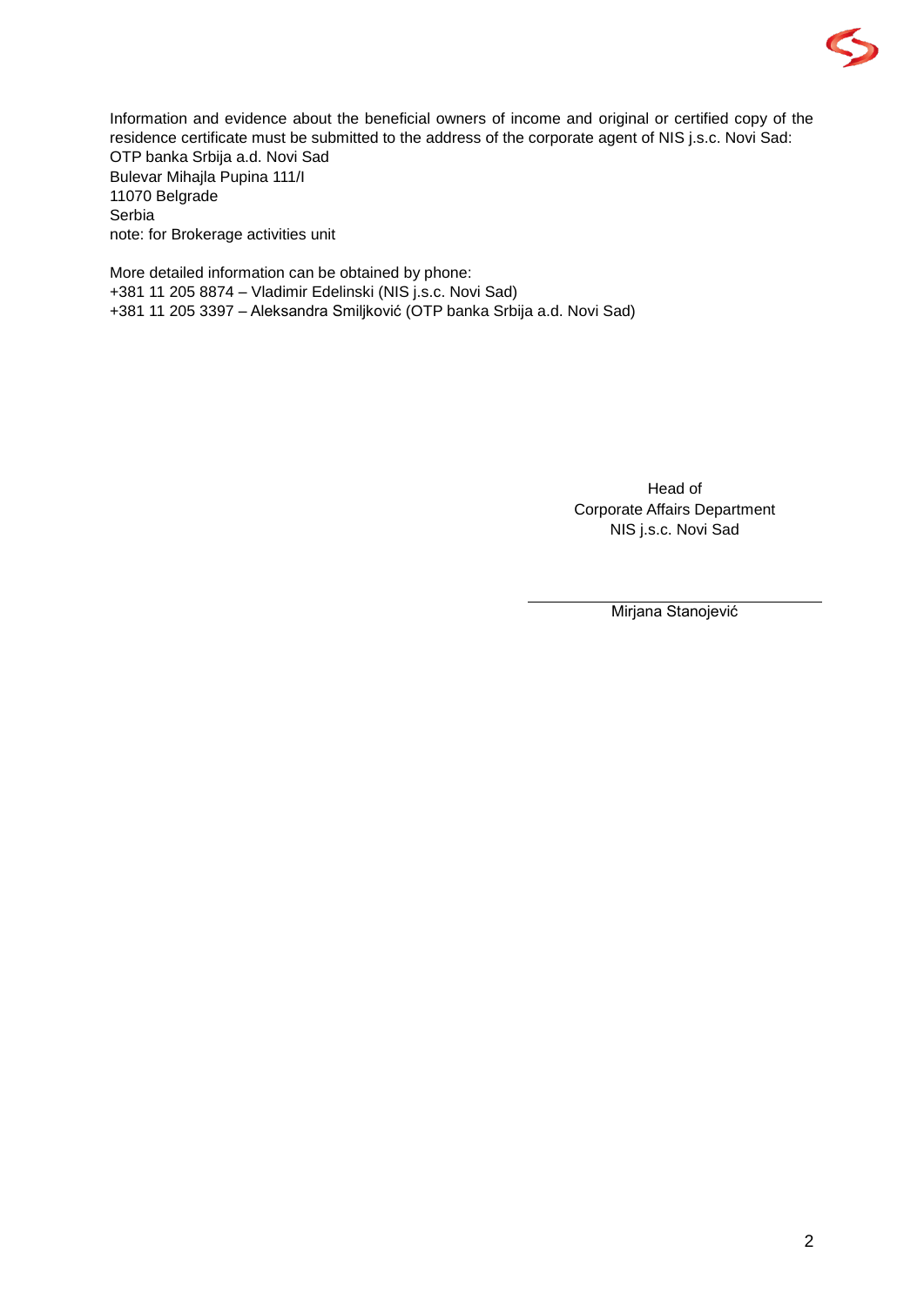Information and evidence about the beneficial owners of income and original or certified copy of the residence certificate must be submitted to the address of the corporate agent of NIS j.s.c. Novi Sad:
OTP banka Srbija a.d. Novi Sad
Bulevar Mihajla Pupina 111/I
11070 Belgrade
Serbia
note: for Brokerage activities unit

More detailed information can be obtained by phone:
+381 11 205 8874 – Vladimir Edelinski (NIS j.s.c. Novi Sad)
+381 11 205 3397 – Aleksandra Smiljković (OTP banka Srbija a.d. Novi Sad)

Head of
Corporate Affairs Department
NIS j.s.c. Novi Sad

Mirjana Stanojević